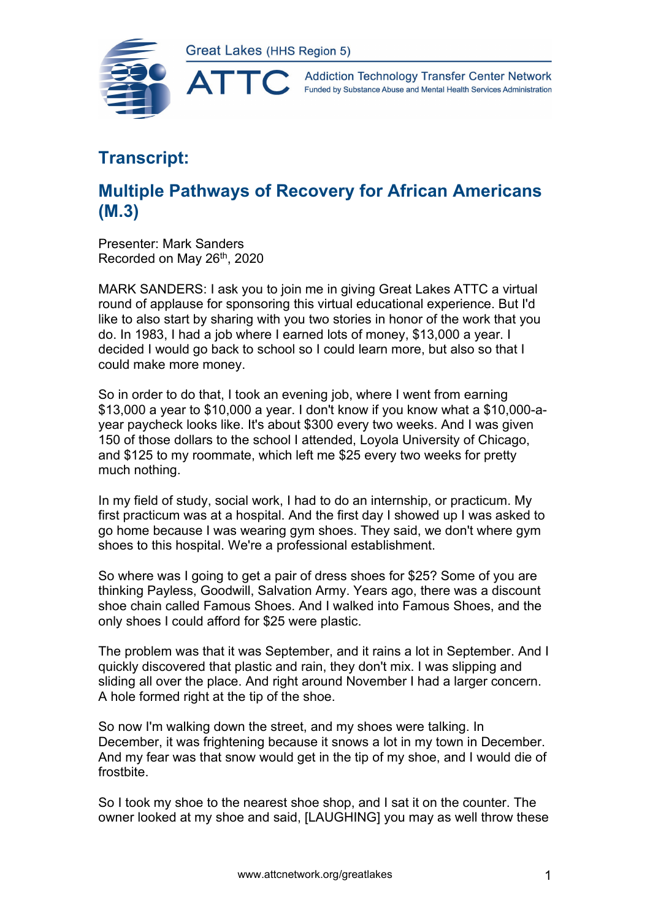Great Lakes (HHS Region 5)

ATTC Addiction Technology Transfer Center Network
Funded by Substance Abuse and Mental Health Services Administration

# Transcript:

## Multiple Pathways of Recovery for African Americans (M.3)

Presenter: Mark Sanders
Recorded on May 26th, 2020

MARK SANDERS: I ask you to join me in giving Great Lakes ATTC a virtual round of applause for sponsoring this virtual educational experience. But I'd like to also start by sharing with you two stories in honor of the work that you do. In 1983, I had a job where I earned lots of money, $13,000 a year. I decided I would go back to school so I could learn more, but also so that I could make more money.

So in order to do that, I took an evening job, where I went from earning $13,000 a year to $10,000 a year. I don't know if you know what a $10,000-a-year paycheck looks like. It's about $300 every two weeks. And I was given 150 of those dollars to the school I attended, Loyola University of Chicago, and $125 to my roommate, which left me $25 every two weeks for pretty much nothing.

In my field of study, social work, I had to do an internship, or practicum. My first practicum was at a hospital. And the first day I showed up I was asked to go home because I was wearing gym shoes. They said, we don't where gym shoes to this hospital. We're a professional establishment.

So where was I going to get a pair of dress shoes for $25? Some of you are thinking Payless, Goodwill, Salvation Army. Years ago, there was a discount shoe chain called Famous Shoes. And I walked into Famous Shoes, and the only shoes I could afford for $25 were plastic.

The problem was that it was September, and it rains a lot in September. And I quickly discovered that plastic and rain, they don't mix. I was slipping and sliding all over the place. And right around November I had a larger concern. A hole formed right at the tip of the shoe.

So now I'm walking down the street, and my shoes were talking. In December, it was frightening because it snows a lot in my town in December. And my fear was that snow would get in the tip of my shoe, and I would die of frostbite.

So I took my shoe to the nearest shoe shop, and I sat it on the counter. The owner looked at my shoe and said, [LAUGHING] you may as well throw these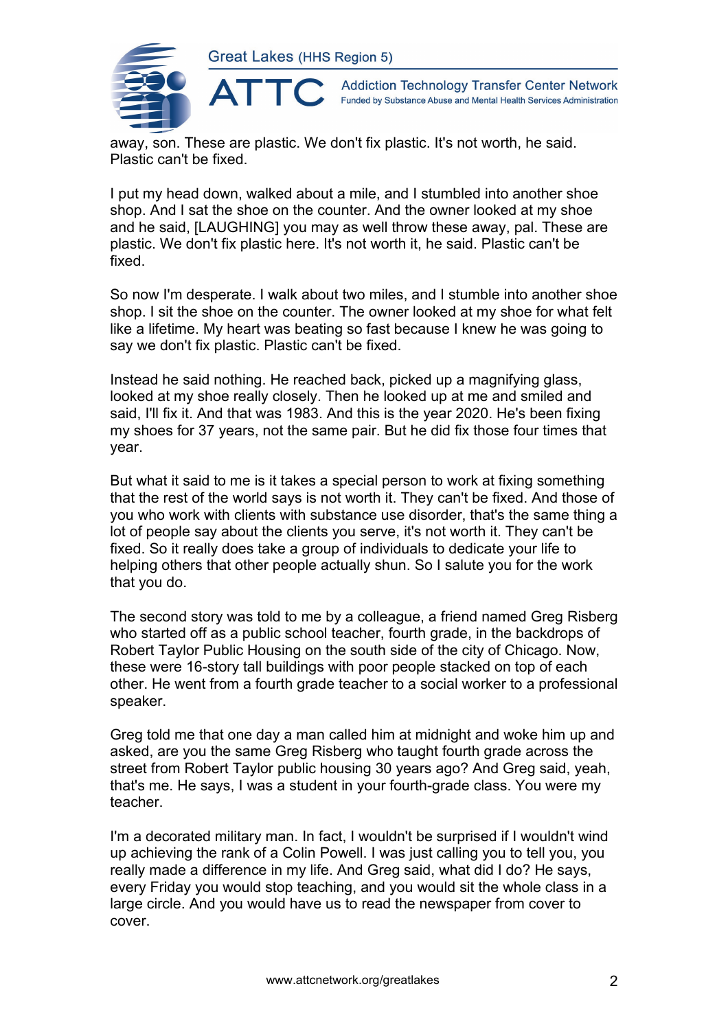away, son. These are plastic. We don't fix plastic. It's not worth, he said. Plastic can't be fixed.

I put my head down, walked about a mile, and I stumbled into another shoe shop. And I sat the shoe on the counter. And the owner looked at my shoe and he said, [LAUGHING] you may as well throw these away, pal. These are plastic. We don't fix plastic here. It's not worth it, he said. Plastic can't be fixed.

So now I'm desperate. I walk about two miles, and I stumble into another shoe shop. I sit the shoe on the counter. The owner looked at my shoe for what felt like a lifetime. My heart was beating so fast because I knew he was going to say we don't fix plastic. Plastic can't be fixed.

Instead he said nothing. He reached back, picked up a magnifying glass, looked at my shoe really closely. Then he looked up at me and smiled and said, I'll fix it. And that was 1983. And this is the year 2020. He's been fixing my shoes for 37 years, not the same pair. But he did fix those four times that year.

But what it said to me is it takes a special person to work at fixing something that the rest of the world says is not worth it. They can't be fixed. And those of you who work with clients with substance use disorder, that's the same thing a lot of people say about the clients you serve, it's not worth it. They can't be fixed. So it really does take a group of individuals to dedicate your life to helping others that other people actually shun. So I salute you for the work that you do.

The second story was told to me by a colleague, a friend named Greg Risberg who started off as a public school teacher, fourth grade, in the backdrops of Robert Taylor Public Housing on the south side of the city of Chicago. Now, these were 16-story tall buildings with poor people stacked on top of each other. He went from a fourth grade teacher to a social worker to a professional speaker.

Greg told me that one day a man called him at midnight and woke him up and asked, are you the same Greg Risberg who taught fourth grade across the street from Robert Taylor public housing 30 years ago? And Greg said, yeah, that's me. He says, I was a student in your fourth-grade class. You were my teacher.

I'm a decorated military man. In fact, I wouldn't be surprised if I wouldn't wind up achieving the rank of a Colin Powell. I was just calling you to tell you, you really made a difference in my life. And Greg said, what did I do? He says, every Friday you would stop teaching, and you would sit the whole class in a large circle. And you would have us to read the newspaper from cover to cover.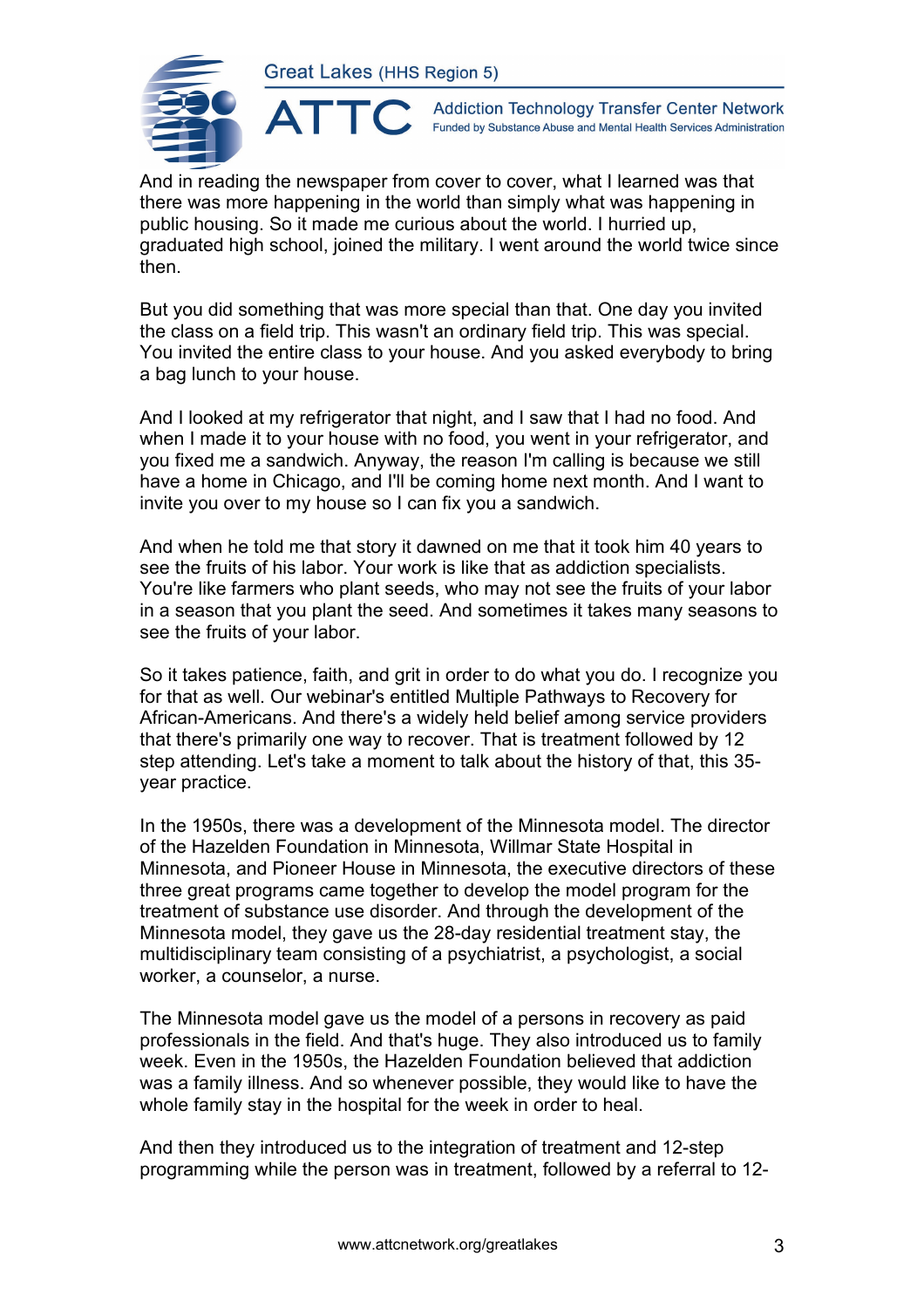And in reading the newspaper from cover to cover, what I learned was that there was more happening in the world than simply what was happening in public housing. So it made me curious about the world. I hurried up, graduated high school, joined the military. I went around the world twice since then.

But you did something that was more special than that. One day you invited the class on a field trip. This wasn't an ordinary field trip. This was special. You invited the entire class to your house. And you asked everybody to bring a bag lunch to your house.

And I looked at my refrigerator that night, and I saw that I had no food. And when I made it to your house with no food, you went in your refrigerator, and you fixed me a sandwich. Anyway, the reason I'm calling is because we still have a home in Chicago, and I'll be coming home next month. And I want to invite you over to my house so I can fix you a sandwich.

And when he told me that story it dawned on me that it took him 40 years to see the fruits of his labor. Your work is like that as addiction specialists. You're like farmers who plant seeds, who may not see the fruits of your labor in a season that you plant the seed. And sometimes it takes many seasons to see the fruits of your labor.

So it takes patience, faith, and grit in order to do what you do. I recognize you for that as well. Our webinar's entitled Multiple Pathways to Recovery for African-Americans. And there's a widely held belief among service providers that there's primarily one way to recover. That is treatment followed by 12 step attending. Let's take a moment to talk about the history of that, this 35-year practice.

In the 1950s, there was a development of the Minnesota model. The director of the Hazelden Foundation in Minnesota, Willmar State Hospital in Minnesota, and Pioneer House in Minnesota, the executive directors of these three great programs came together to develop the model program for the treatment of substance use disorder. And through the development of the Minnesota model, they gave us the 28-day residential treatment stay, the multidisciplinary team consisting of a psychiatrist, a psychologist, a social worker, a counselor, a nurse.

The Minnesota model gave us the model of a persons in recovery as paid professionals in the field. And that's huge. They also introduced us to family week. Even in the 1950s, the Hazelden Foundation believed that addiction was a family illness. And so whenever possible, they would like to have the whole family stay in the hospital for the week in order to heal.

And then they introduced us to the integration of treatment and 12-step programming while the person was in treatment, followed by a referral to 12-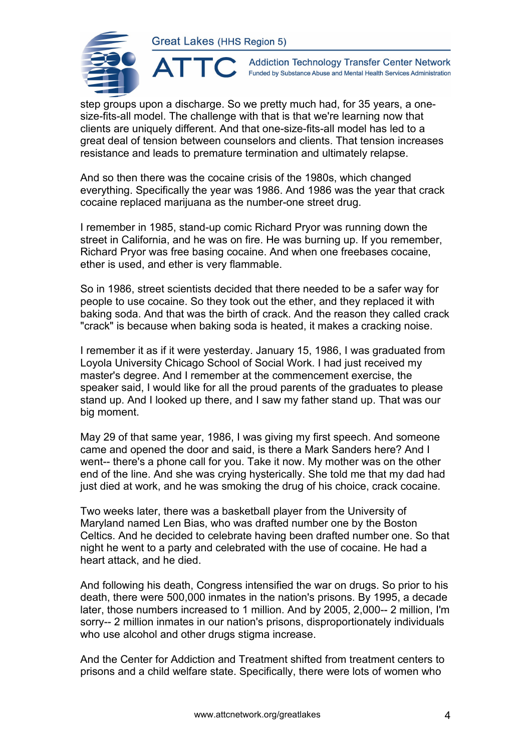step groups upon a discharge. So we pretty much had, for 35 years, a one-size-fits-all model. The challenge with that is that we're learning now that clients are uniquely different. And that one-size-fits-all model has led to a great deal of tension between counselors and clients. That tension increases resistance and leads to premature termination and ultimately relapse.

And so then there was the cocaine crisis of the 1980s, which changed everything. Specifically the year was 1986. And 1986 was the year that crack cocaine replaced marijuana as the number-one street drug.

I remember in 1985, stand-up comic Richard Pryor was running down the street in California, and he was on fire. He was burning up. If you remember, Richard Pryor was free basing cocaine. And when one freebases cocaine, ether is used, and ether is very flammable.

So in 1986, street scientists decided that there needed to be a safer way for people to use cocaine. So they took out the ether, and they replaced it with baking soda. And that was the birth of crack. And the reason they called crack "crack" is because when baking soda is heated, it makes a cracking noise.

I remember it as if it were yesterday. January 15, 1986, I was graduated from Loyola University Chicago School of Social Work. I had just received my master's degree. And I remember at the commencement exercise, the speaker said, I would like for all the proud parents of the graduates to please stand up. And I looked up there, and I saw my father stand up. That was our big moment.

May 29 of that same year, 1986, I was giving my first speech. And someone came and opened the door and said, is there a Mark Sanders here? And I went-- there's a phone call for you. Take it now. My mother was on the other end of the line. And she was crying hysterically. She told me that my dad had just died at work, and he was smoking the drug of his choice, crack cocaine.

Two weeks later, there was a basketball player from the University of Maryland named Len Bias, who was drafted number one by the Boston Celtics. And he decided to celebrate having been drafted number one. So that night he went to a party and celebrated with the use of cocaine. He had a heart attack, and he died.

And following his death, Congress intensified the war on drugs. So prior to his death, there were 500,000 inmates in the nation's prisons. By 1995, a decade later, those numbers increased to 1 million. And by 2005, 2,000-- 2 million, I'm sorry-- 2 million inmates in our nation's prisons, disproportionately individuals who use alcohol and other drugs stigma increase.

And the Center for Addiction and Treatment shifted from treatment centers to prisons and a child welfare state. Specifically, there were lots of women who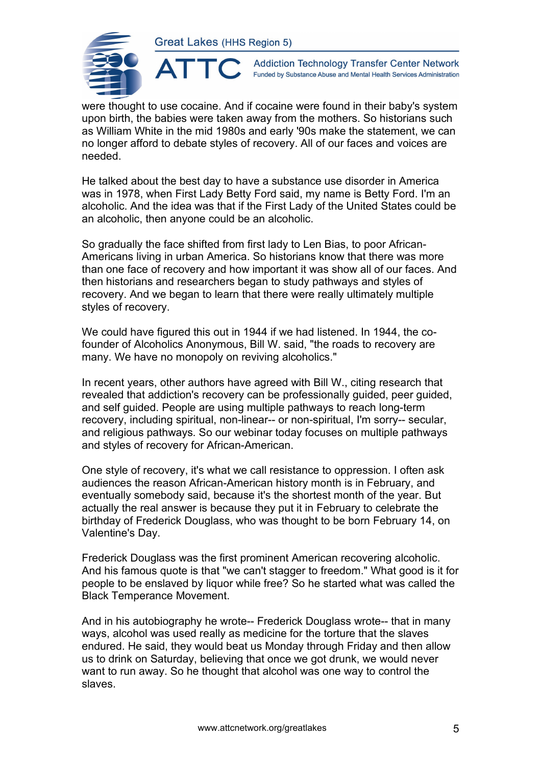were thought to use cocaine. And if cocaine were found in their baby's system upon birth, the babies were taken away from the mothers. So historians such as William White in the mid 1980s and early '90s make the statement, we can no longer afford to debate styles of recovery. All of our faces and voices are needed.

He talked about the best day to have a substance use disorder in America was in 1978, when First Lady Betty Ford said, my name is Betty Ford. I'm an alcoholic. And the idea was that if the First Lady of the United States could be an alcoholic, then anyone could be an alcoholic.

So gradually the face shifted from first lady to Len Bias, to poor African-Americans living in urban America. So historians know that there was more than one face of recovery and how important it was show all of our faces. And then historians and researchers began to study pathways and styles of recovery. And we began to learn that there were really ultimately multiple styles of recovery.

We could have figured this out in 1944 if we had listened. In 1944, the co-founder of Alcoholics Anonymous, Bill W. said, "the roads to recovery are many. We have no monopoly on reviving alcoholics."

In recent years, other authors have agreed with Bill W., citing research that revealed that addiction's recovery can be professionally guided, peer guided, and self guided. People are using multiple pathways to reach long-term recovery, including spiritual, non-linear-- or non-spiritual, I'm sorry-- secular, and religious pathways. So our webinar today focuses on multiple pathways and styles of recovery for African-American.

One style of recovery, it's what we call resistance to oppression. I often ask audiences the reason African-American history month is in February, and eventually somebody said, because it's the shortest month of the year. But actually the real answer is because they put it in February to celebrate the birthday of Frederick Douglass, who was thought to be born February 14, on Valentine's Day.

Frederick Douglass was the first prominent American recovering alcoholic. And his famous quote is that "we can't stagger to freedom." What good is it for people to be enslaved by liquor while free? So he started what was called the Black Temperance Movement.

And in his autobiography he wrote-- Frederick Douglass wrote-- that in many ways, alcohol was used really as medicine for the torture that the slaves endured. He said, they would beat us Monday through Friday and then allow us to drink on Saturday, believing that once we got drunk, we would never want to run away. So he thought that alcohol was one way to control the slaves.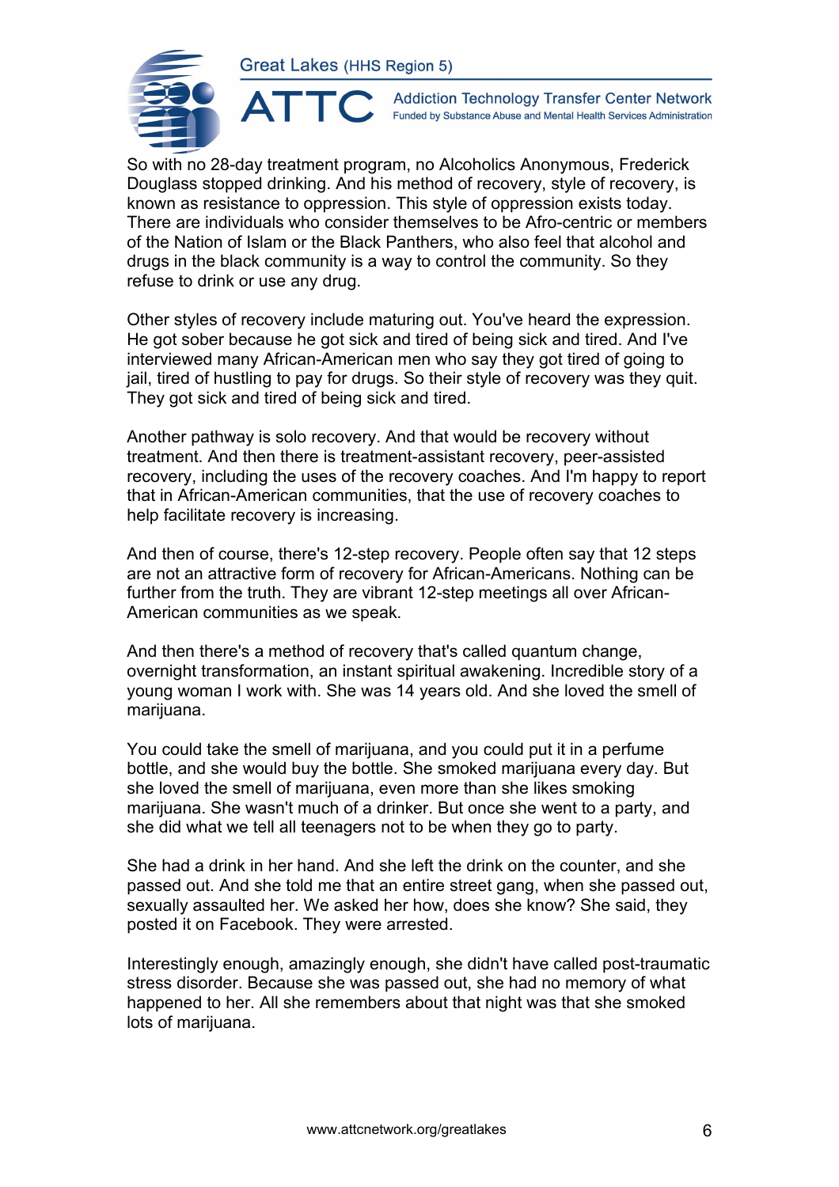So with no 28-day treatment program, no Alcoholics Anonymous, Frederick Douglass stopped drinking. And his method of recovery, style of recovery, is known as resistance to oppression. This style of oppression exists today. There are individuals who consider themselves to be Afro-centric or members of the Nation of Islam or the Black Panthers, who also feel that alcohol and drugs in the black community is a way to control the community. So they refuse to drink or use any drug.

Other styles of recovery include maturing out. You've heard the expression. He got sober because he got sick and tired of being sick and tired. And I've interviewed many African-American men who say they got tired of going to jail, tired of hustling to pay for drugs. So their style of recovery was they quit. They got sick and tired of being sick and tired.

Another pathway is solo recovery. And that would be recovery without treatment. And then there is treatment-assistant recovery, peer-assisted recovery, including the uses of the recovery coaches. And I'm happy to report that in African-American communities, that the use of recovery coaches to help facilitate recovery is increasing.

And then of course, there's 12-step recovery. People often say that 12 steps are not an attractive form of recovery for African-Americans. Nothing can be further from the truth. They are vibrant 12-step meetings all over African-American communities as we speak.

And then there's a method of recovery that's called quantum change, overnight transformation, an instant spiritual awakening. Incredible story of a young woman I work with. She was 14 years old. And she loved the smell of marijuana.

You could take the smell of marijuana, and you could put it in a perfume bottle, and she would buy the bottle. She smoked marijuana every day. But she loved the smell of marijuana, even more than she likes smoking marijuana. She wasn't much of a drinker. But once she went to a party, and she did what we tell all teenagers not to be when they go to party.

She had a drink in her hand. And she left the drink on the counter, and she passed out. And she told me that an entire street gang, when she passed out, sexually assaulted her. We asked her how, does she know? She said, they posted it on Facebook. They were arrested.

Interestingly enough, amazingly enough, she didn't have called post-traumatic stress disorder. Because she was passed out, she had no memory of what happened to her. All she remembers about that night was that she smoked lots of marijuana.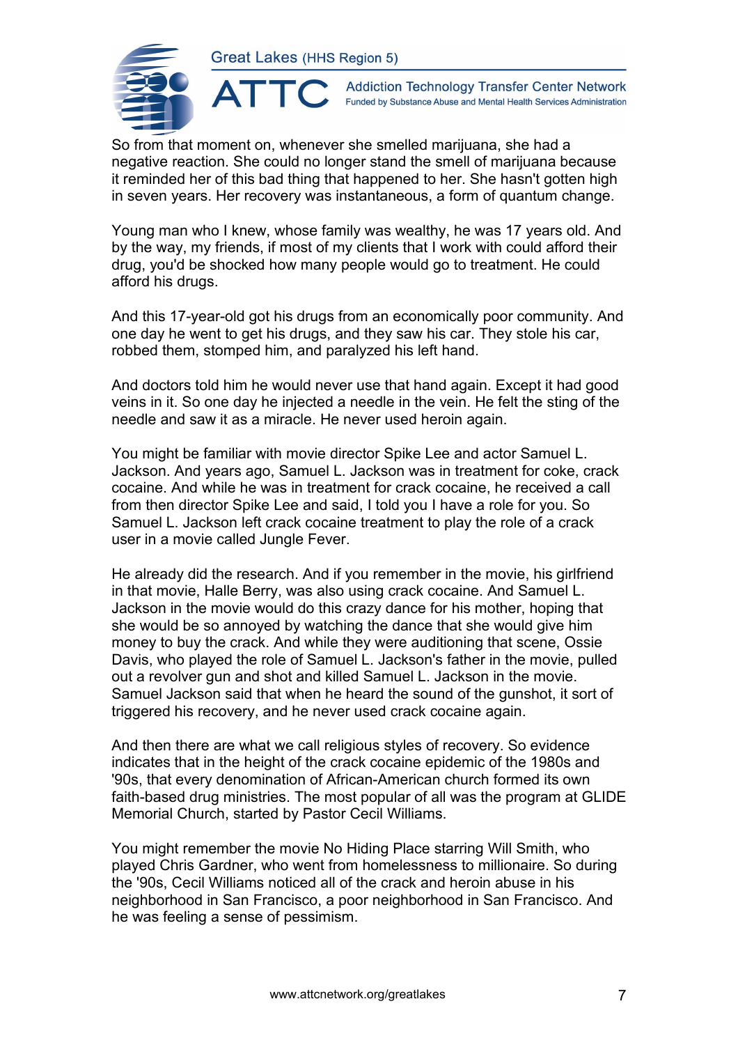So from that moment on, whenever she smelled marijuana, she had a negative reaction. She could no longer stand the smell of marijuana because it reminded her of this bad thing that happened to her. She hasn't gotten high in seven years. Her recovery was instantaneous, a form of quantum change.

Young man who I knew, whose family was wealthy, he was 17 years old. And by the way, my friends, if most of my clients that I work with could afford their drug, you'd be shocked how many people would go to treatment. He could afford his drugs.

And this 17-year-old got his drugs from an economically poor community. And one day he went to get his drugs, and they saw his car. They stole his car, robbed them, stomped him, and paralyzed his left hand.

And doctors told him he would never use that hand again. Except it had good veins in it. So one day he injected a needle in the vein. He felt the sting of the needle and saw it as a miracle. He never used heroin again.

You might be familiar with movie director Spike Lee and actor Samuel L. Jackson. And years ago, Samuel L. Jackson was in treatment for coke, crack cocaine. And while he was in treatment for crack cocaine, he received a call from then director Spike Lee and said, I told you I have a role for you. So Samuel L. Jackson left crack cocaine treatment to play the role of a crack user in a movie called Jungle Fever.

He already did the research. And if you remember in the movie, his girlfriend in that movie, Halle Berry, was also using crack cocaine. And Samuel L. Jackson in the movie would do this crazy dance for his mother, hoping that she would be so annoyed by watching the dance that she would give him money to buy the crack. And while they were auditioning that scene, Ossie Davis, who played the role of Samuel L. Jackson's father in the movie, pulled out a revolver gun and shot and killed Samuel L. Jackson in the movie. Samuel Jackson said that when he heard the sound of the gunshot, it sort of triggered his recovery, and he never used crack cocaine again.

And then there are what we call religious styles of recovery. So evidence indicates that in the height of the crack cocaine epidemic of the 1980s and '90s, that every denomination of African-American church formed its own faith-based drug ministries. The most popular of all was the program at GLIDE Memorial Church, started by Pastor Cecil Williams.

You might remember the movie No Hiding Place starring Will Smith, who played Chris Gardner, who went from homelessness to millionaire. So during the '90s, Cecil Williams noticed all of the crack and heroin abuse in his neighborhood in San Francisco, a poor neighborhood in San Francisco. And he was feeling a sense of pessimism.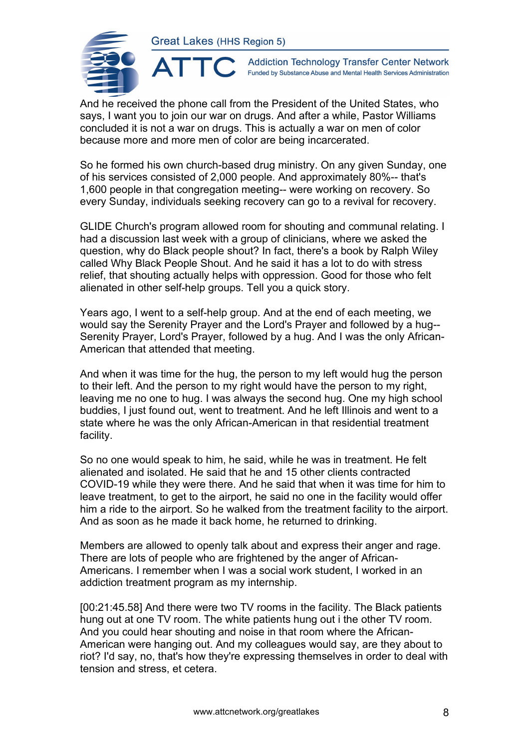And he received the phone call from the President of the United States, who says, I want you to join our war on drugs. And after a while, Pastor Williams concluded it is not a war on drugs. This is actually a war on men of color because more and more men of color are being incarcerated.

So he formed his own church-based drug ministry. On any given Sunday, one of his services consisted of 2,000 people. And approximately 80%-- that's 1,600 people in that congregation meeting-- were working on recovery. So every Sunday, individuals seeking recovery can go to a revival for recovery.

GLIDE Church's program allowed room for shouting and communal relating. I had a discussion last week with a group of clinicians, where we asked the question, why do Black people shout? In fact, there's a book by Ralph Wiley called Why Black People Shout. And he said it has a lot to do with stress relief, that shouting actually helps with oppression. Good for those who felt alienated in other self-help groups. Tell you a quick story.

Years ago, I went to a self-help group. And at the end of each meeting, we would say the Serenity Prayer and the Lord's Prayer and followed by a hug-- Serenity Prayer, Lord's Prayer, followed by a hug. And I was the only African-American that attended that meeting.

And when it was time for the hug, the person to my left would hug the person to their left. And the person to my right would have the person to my right, leaving me no one to hug. I was always the second hug. One my high school buddies, I just found out, went to treatment. And he left Illinois and went to a state where he was the only African-American in that residential treatment facility.

So no one would speak to him, he said, while he was in treatment. He felt alienated and isolated. He said that he and 15 other clients contracted COVID-19 while they were there. And he said that when it was time for him to leave treatment, to get to the airport, he said no one in the facility would offer him a ride to the airport. So he walked from the treatment facility to the airport. And as soon as he made it back home, he returned to drinking.

Members are allowed to openly talk about and express their anger and rage. There are lots of people who are frightened by the anger of African-Americans. I remember when I was a social work student, I worked in an addiction treatment program as my internship.

[00:21:45.58] And there were two TV rooms in the facility. The Black patients hung out at one TV room. The white patients hung out i the other TV room. And you could hear shouting and noise in that room where the African-American were hanging out. And my colleagues would say, are they about to riot? I'd say, no, that's how they're expressing themselves in order to deal with tension and stress, et cetera.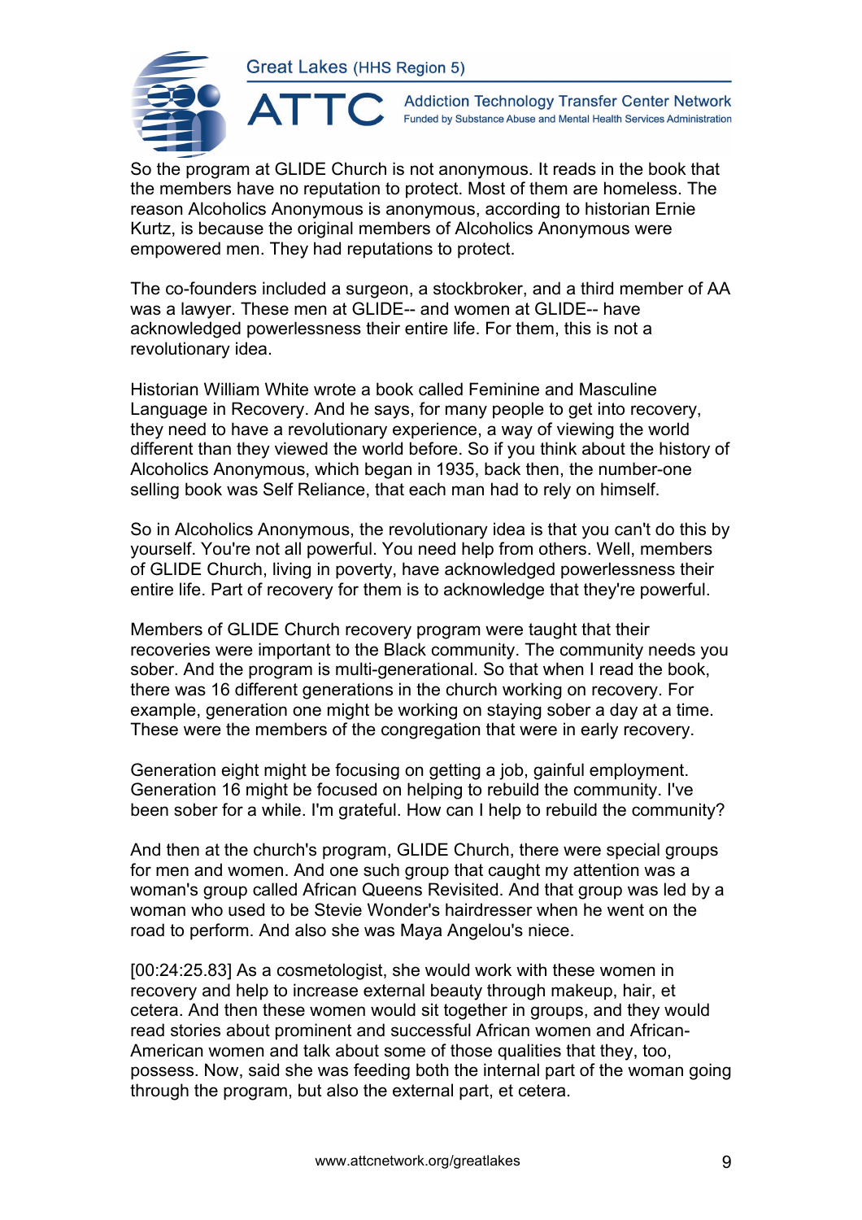So the program at GLIDE Church is not anonymous. It reads in the book that the members have no reputation to protect. Most of them are homeless. The reason Alcoholics Anonymous is anonymous, according to historian Ernie Kurtz, is because the original members of Alcoholics Anonymous were empowered men. They had reputations to protect.

The co-founders included a surgeon, a stockbroker, and a third member of AA was a lawyer. These men at GLIDE-- and women at GLIDE-- have acknowledged powerlessness their entire life. For them, this is not a revolutionary idea.

Historian William White wrote a book called Feminine and Masculine Language in Recovery. And he says, for many people to get into recovery, they need to have a revolutionary experience, a way of viewing the world different than they viewed the world before. So if you think about the history of Alcoholics Anonymous, which began in 1935, back then, the number-one selling book was Self Reliance, that each man had to rely on himself.

So in Alcoholics Anonymous, the revolutionary idea is that you can't do this by yourself. You're not all powerful. You need help from others. Well, members of GLIDE Church, living in poverty, have acknowledged powerlessness their entire life. Part of recovery for them is to acknowledge that they're powerful.

Members of GLIDE Church recovery program were taught that their recoveries were important to the Black community. The community needs you sober. And the program is multi-generational. So that when I read the book, there was 16 different generations in the church working on recovery. For example, generation one might be working on staying sober a day at a time. These were the members of the congregation that were in early recovery.

Generation eight might be focusing on getting a job, gainful employment. Generation 16 might be focused on helping to rebuild the community. I've been sober for a while. I'm grateful. How can I help to rebuild the community?

And then at the church's program, GLIDE Church, there were special groups for men and women. And one such group that caught my attention was a woman's group called African Queens Revisited. And that group was led by a woman who used to be Stevie Wonder's hairdresser when he went on the road to perform. And also she was Maya Angelou's niece.

[00:24:25.83] As a cosmetologist, she would work with these women in recovery and help to increase external beauty through makeup, hair, et cetera. And then these women would sit together in groups, and they would read stories about prominent and successful African women and African-American women and talk about some of those qualities that they, too, possess. Now, said she was feeding both the internal part of the woman going through the program, but also the external part, et cetera.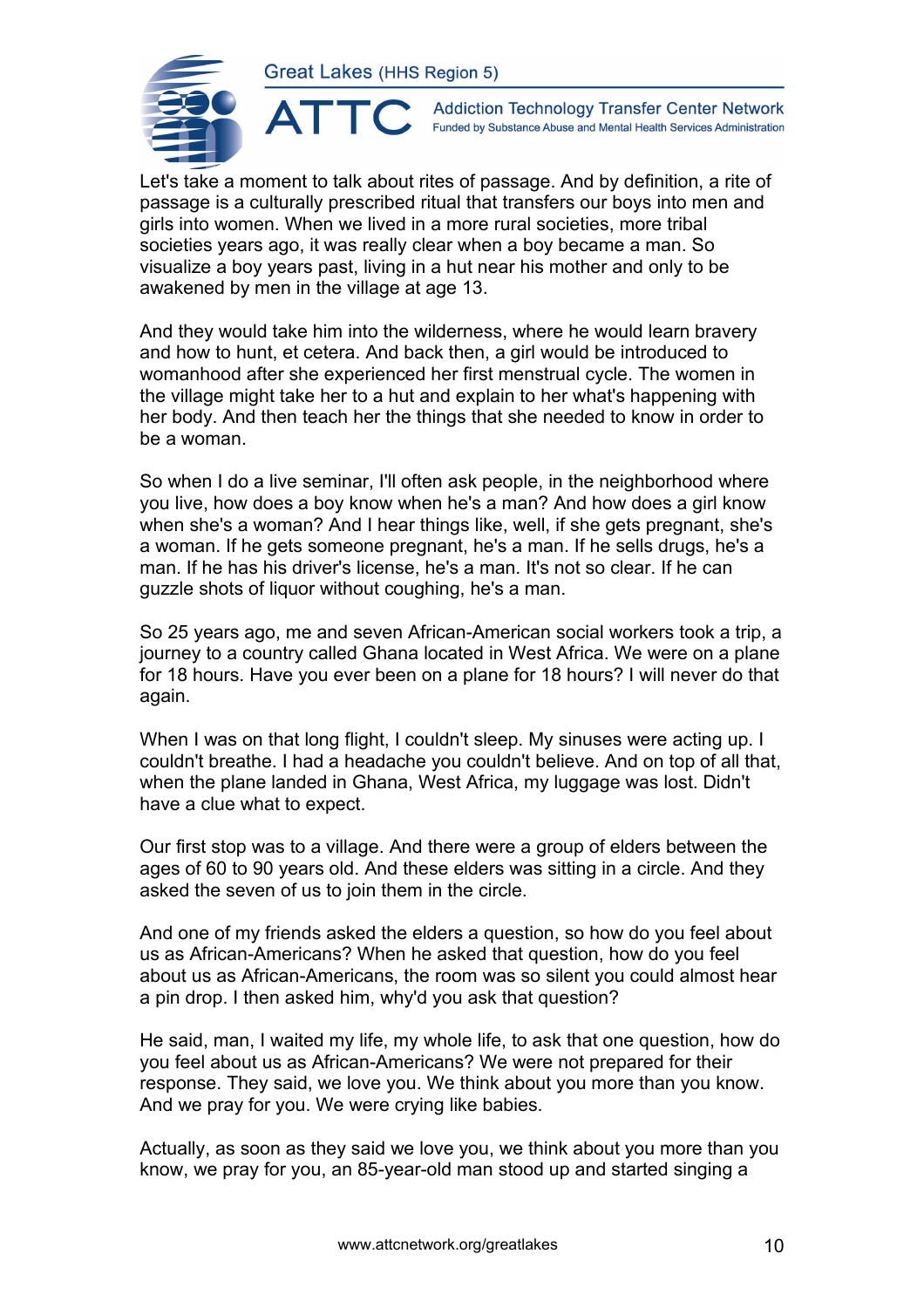Let's take a moment to talk about rites of passage. And by definition, a rite of passage is a culturally prescribed ritual that transfers our boys into men and girls into women. When we lived in a more rural societies, more tribal societies years ago, it was really clear when a boy became a man. So visualize a boy years past, living in a hut near his mother and only to be awakened by men in the village at age 13.

And they would take him into the wilderness, where he would learn bravery and how to hunt, et cetera. And back then, a girl would be introduced to womanhood after she experienced her first menstrual cycle. The women in the village might take her to a hut and explain to her what's happening with her body. And then teach her the things that she needed to know in order to be a woman.

So when I do a live seminar, I'll often ask people, in the neighborhood where you live, how does a boy know when he's a man? And how does a girl know when she's a woman? And I hear things like, well, if she gets pregnant, she's a woman. If he gets someone pregnant, he's a man. If he sells drugs, he's a man. If he has his driver's license, he's a man. It's not so clear. If he can guzzle shots of liquor without coughing, he's a man.

So 25 years ago, me and seven African-American social workers took a trip, a journey to a country called Ghana located in West Africa. We were on a plane for 18 hours. Have you ever been on a plane for 18 hours? I will never do that again.

When I was on that long flight, I couldn't sleep. My sinuses were acting up. I couldn't breathe. I had a headache you couldn't believe. And on top of all that, when the plane landed in Ghana, West Africa, my luggage was lost. Didn't have a clue what to expect.

Our first stop was to a village. And there were a group of elders between the ages of 60 to 90 years old. And these elders was sitting in a circle. And they asked the seven of us to join them in the circle.

And one of my friends asked the elders a question, so how do you feel about us as African-Americans? When he asked that question, how do you feel about us as African-Americans, the room was so silent you could almost hear a pin drop. I then asked him, why'd you ask that question?

He said, man, I waited my life, my whole life, to ask that one question, how do you feel about us as African-Americans? We were not prepared for their response. They said, we love you. We think about you more than you know. And we pray for you. We were crying like babies.

Actually, as soon as they said we love you, we think about you more than you know, we pray for you, an 85-year-old man stood up and started singing a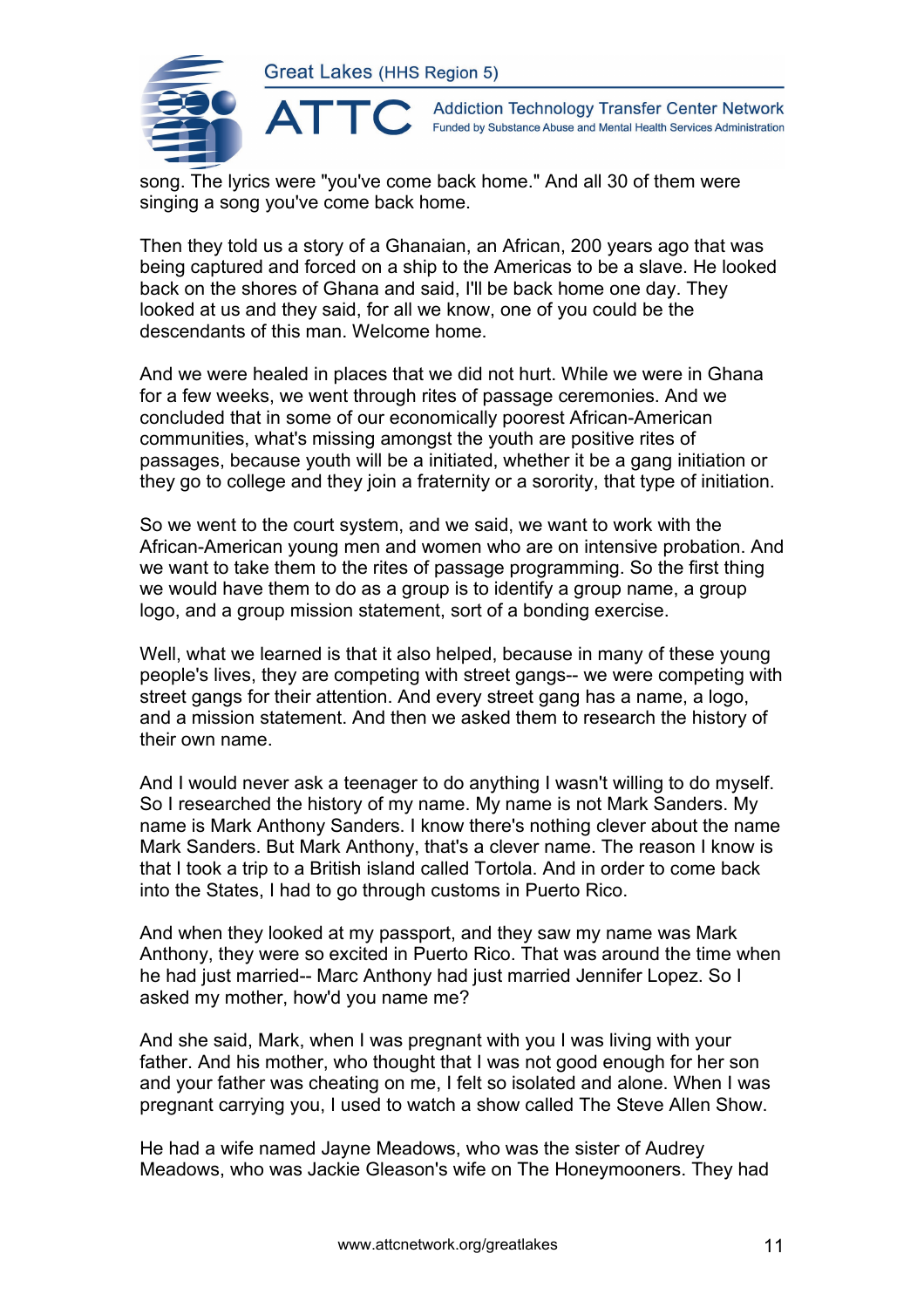song. The lyrics were "you've come back home." And all 30 of them were singing a song you've come back home.

Then they told us a story of a Ghanaian, an African, 200 years ago that was being captured and forced on a ship to the Americas to be a slave. He looked back on the shores of Ghana and said, I'll be back home one day. They looked at us and they said, for all we know, one of you could be the descendants of this man. Welcome home.

And we were healed in places that we did not hurt. While we were in Ghana for a few weeks, we went through rites of passage ceremonies. And we concluded that in some of our economically poorest African-American communities, what's missing amongst the youth are positive rites of passages, because youth will be a initiated, whether it be a gang initiation or they go to college and they join a fraternity or a sorority, that type of initiation.

So we went to the court system, and we said, we want to work with the African-American young men and women who are on intensive probation. And we want to take them to the rites of passage programming. So the first thing we would have them to do as a group is to identify a group name, a group logo, and a group mission statement, sort of a bonding exercise.

Well, what we learned is that it also helped, because in many of these young people's lives, they are competing with street gangs-- we were competing with street gangs for their attention. And every street gang has a name, a logo, and a mission statement. And then we asked them to research the history of their own name.

And I would never ask a teenager to do anything I wasn't willing to do myself. So I researched the history of my name. My name is not Mark Sanders. My name is Mark Anthony Sanders. I know there's nothing clever about the name Mark Sanders. But Mark Anthony, that's a clever name. The reason I know is that I took a trip to a British island called Tortola. And in order to come back into the States, I had to go through customs in Puerto Rico.

And when they looked at my passport, and they saw my name was Mark Anthony, they were so excited in Puerto Rico. That was around the time when he had just married-- Marc Anthony had just married Jennifer Lopez. So I asked my mother, how'd you name me?

And she said, Mark, when I was pregnant with you I was living with your father. And his mother, who thought that I was not good enough for her son and your father was cheating on me, I felt so isolated and alone. When I was pregnant carrying you, I used to watch a show called The Steve Allen Show.

He had a wife named Jayne Meadows, who was the sister of Audrey Meadows, who was Jackie Gleason's wife on The Honeymooners. They had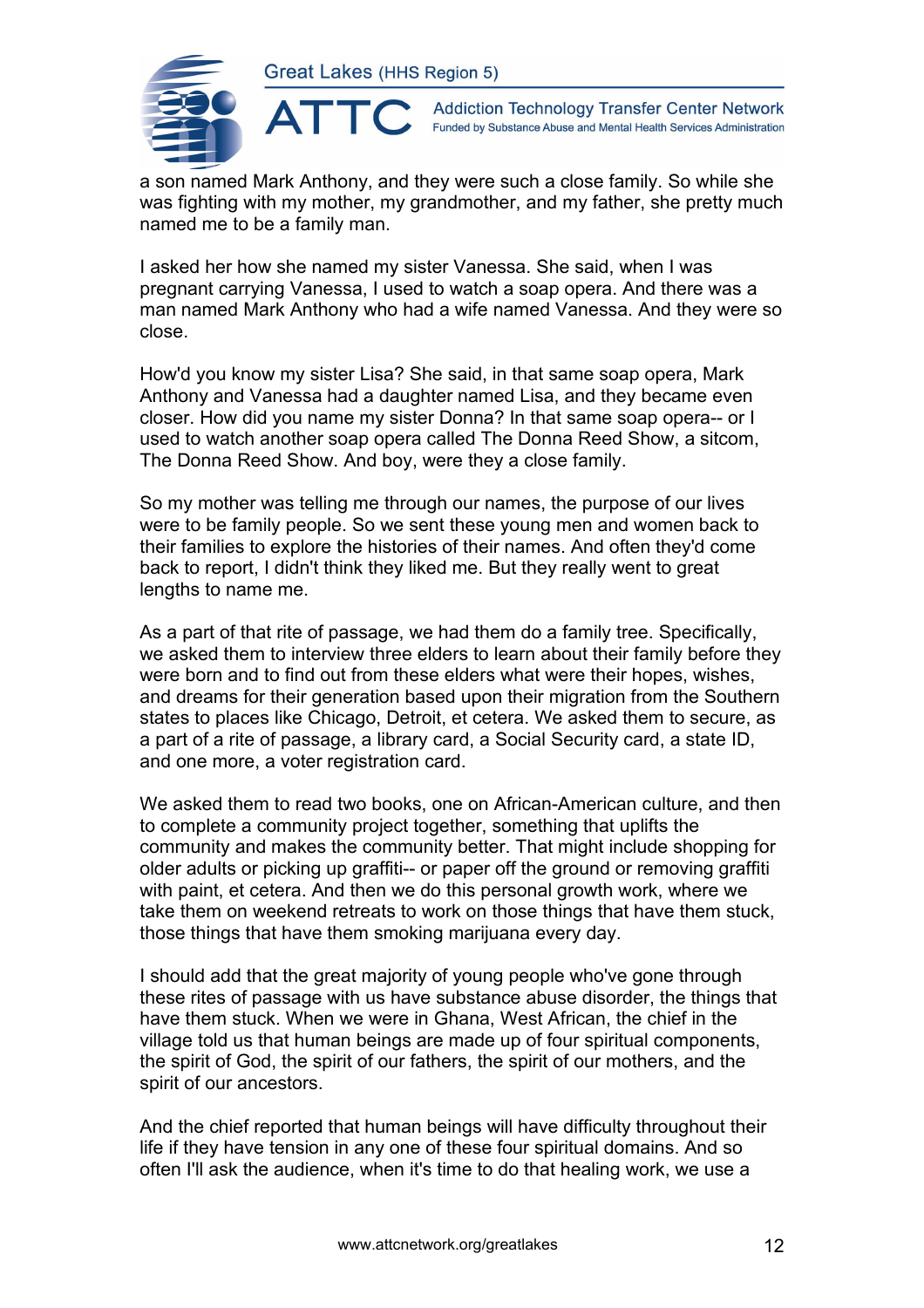a son named Mark Anthony, and they were such a close family. So while she was fighting with my mother, my grandmother, and my father, she pretty much named me to be a family man.

I asked her how she named my sister Vanessa. She said, when I was pregnant carrying Vanessa, I used to watch a soap opera. And there was a man named Mark Anthony who had a wife named Vanessa. And they were so close.

How'd you know my sister Lisa? She said, in that same soap opera, Mark Anthony and Vanessa had a daughter named Lisa, and they became even closer. How did you name my sister Donna? In that same soap opera-- or I used to watch another soap opera called The Donna Reed Show, a sitcom, The Donna Reed Show. And boy, were they a close family.

So my mother was telling me through our names, the purpose of our lives were to be family people. So we sent these young men and women back to their families to explore the histories of their names. And often they'd come back to report, I didn't think they liked me. But they really went to great lengths to name me.

As a part of that rite of passage, we had them do a family tree. Specifically, we asked them to interview three elders to learn about their family before they were born and to find out from these elders what were their hopes, wishes, and dreams for their generation based upon their migration from the Southern states to places like Chicago, Detroit, et cetera. We asked them to secure, as a part of a rite of passage, a library card, a Social Security card, a state ID, and one more, a voter registration card.

We asked them to read two books, one on African-American culture, and then to complete a community project together, something that uplifts the community and makes the community better. That might include shopping for older adults or picking up graffiti-- or paper off the ground or removing graffiti with paint, et cetera. And then we do this personal growth work, where we take them on weekend retreats to work on those things that have them stuck, those things that have them smoking marijuana every day.

I should add that the great majority of young people who've gone through these rites of passage with us have substance abuse disorder, the things that have them stuck. When we were in Ghana, West African, the chief in the village told us that human beings are made up of four spiritual components, the spirit of God, the spirit of our fathers, the spirit of our mothers, and the spirit of our ancestors.

And the chief reported that human beings will have difficulty throughout their life if they have tension in any one of these four spiritual domains. And so often I'll ask the audience, when it's time to do that healing work, we use a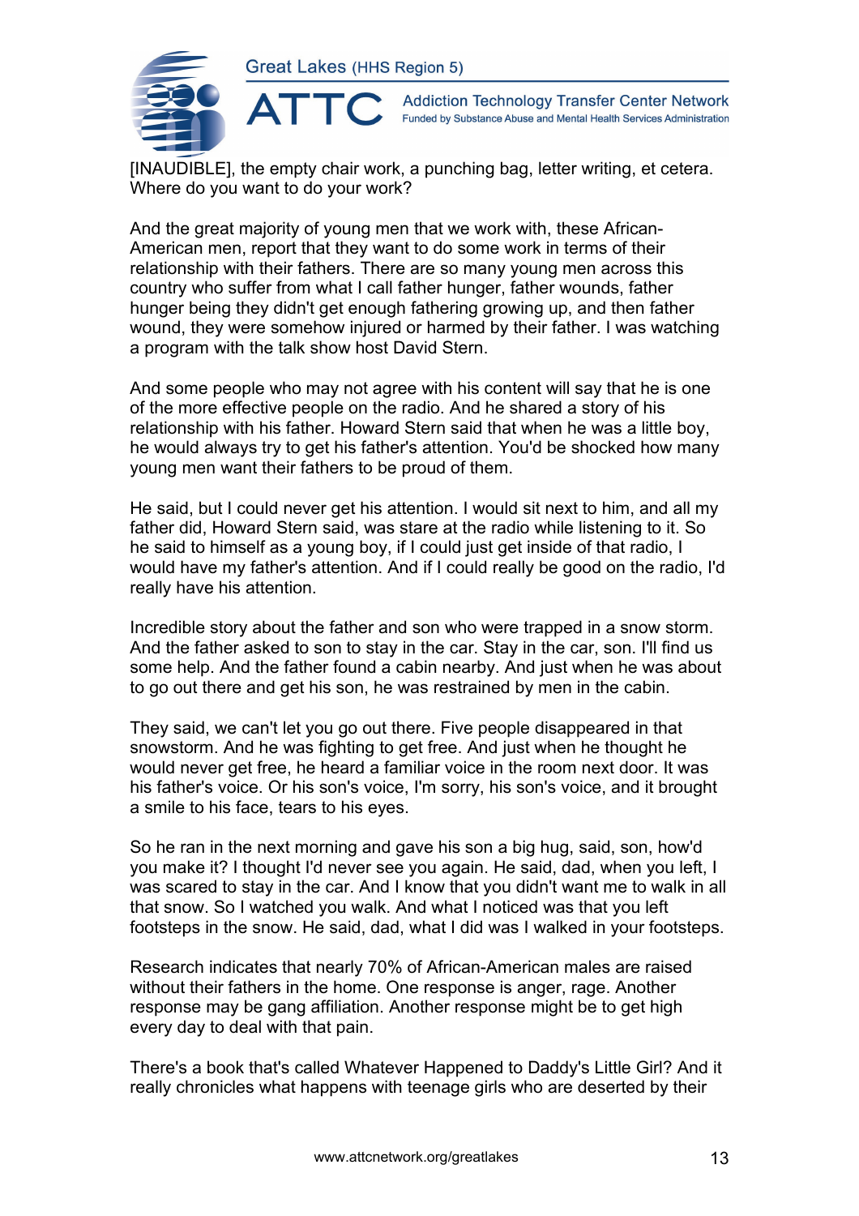[INAUDIBLE], the empty chair work, a punching bag, letter writing, et cetera. Where do you want to do your work?

And the great majority of young men that we work with, these African-American men, report that they want to do some work in terms of their relationship with their fathers. There are so many young men across this country who suffer from what I call father hunger, father wounds, father hunger being they didn't get enough fathering growing up, and then father wound, they were somehow injured or harmed by their father. I was watching a program with the talk show host David Stern.

And some people who may not agree with his content will say that he is one of the more effective people on the radio. And he shared a story of his relationship with his father. Howard Stern said that when he was a little boy, he would always try to get his father's attention. You'd be shocked how many young men want their fathers to be proud of them.

He said, but I could never get his attention. I would sit next to him, and all my father did, Howard Stern said, was stare at the radio while listening to it. So he said to himself as a young boy, if I could just get inside of that radio, I would have my father's attention. And if I could really be good on the radio, I'd really have his attention.

Incredible story about the father and son who were trapped in a snow storm. And the father asked to son to stay in the car. Stay in the car, son. I'll find us some help. And the father found a cabin nearby. And just when he was about to go out there and get his son, he was restrained by men in the cabin.

They said, we can't let you go out there. Five people disappeared in that snowstorm. And he was fighting to get free. And just when he thought he would never get free, he heard a familiar voice in the room next door. It was his father's voice. Or his son's voice, I'm sorry, his son's voice, and it brought a smile to his face, tears to his eyes.

So he ran in the next morning and gave his son a big hug, said, son, how'd you make it? I thought I'd never see you again. He said, dad, when you left, I was scared to stay in the car. And I know that you didn't want me to walk in all that snow. So I watched you walk. And what I noticed was that you left footsteps in the snow. He said, dad, what I did was I walked in your footsteps.

Research indicates that nearly 70% of African-American males are raised without their fathers in the home. One response is anger, rage. Another response may be gang affiliation. Another response might be to get high every day to deal with that pain.

There's a book that's called Whatever Happened to Daddy's Little Girl? And it really chronicles what happens with teenage girls who are deserted by their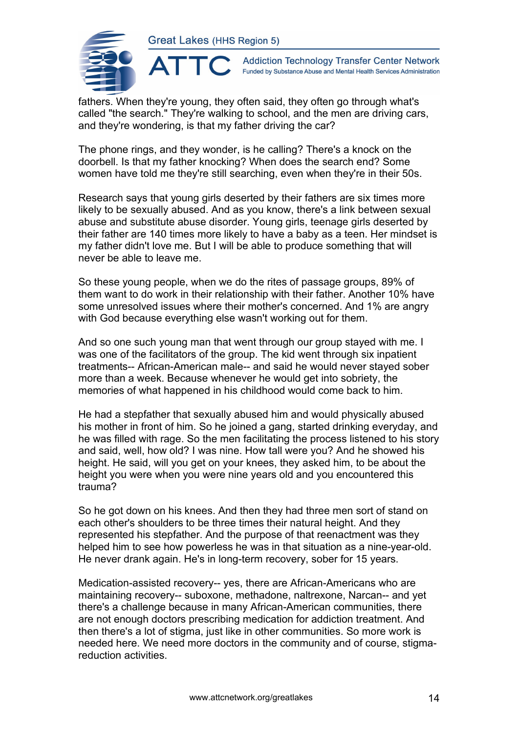fathers. When they're young, they often said, they often go through what's called "the search." They're walking to school, and the men are driving cars, and they're wondering, is that my father driving the car?

The phone rings, and they wonder, is he calling? There's a knock on the doorbell. Is that my father knocking? When does the search end? Some women have told me they're still searching, even when they're in their 50s.

Research says that young girls deserted by their fathers are six times more likely to be sexually abused. And as you know, there's a link between sexual abuse and substitute abuse disorder. Young girls, teenage girls deserted by their father are 140 times more likely to have a baby as a teen. Her mindset is my father didn't love me. But I will be able to produce something that will never be able to leave me.

So these young people, when we do the rites of passage groups, 89% of them want to do work in their relationship with their father. Another 10% have some unresolved issues where their mother's concerned. And 1% are angry with God because everything else wasn't working out for them.

And so one such young man that went through our group stayed with me. I was one of the facilitators of the group. The kid went through six inpatient treatments-- African-American male-- and said he would never stayed sober more than a week. Because whenever he would get into sobriety, the memories of what happened in his childhood would come back to him.

He had a stepfather that sexually abused him and would physically abused his mother in front of him. So he joined a gang, started drinking everyday, and he was filled with rage. So the men facilitating the process listened to his story and said, well, how old? I was nine. How tall were you? And he showed his height. He said, will you get on your knees, they asked him, to be about the height you were when you were nine years old and you encountered this trauma?

So he got down on his knees. And then they had three men sort of stand on each other's shoulders to be three times their natural height. And they represented his stepfather. And the purpose of that reenactment was they helped him to see how powerless he was in that situation as a nine-year-old. He never drank again. He's in long-term recovery, sober for 15 years.

Medication-assisted recovery-- yes, there are African-Americans who are maintaining recovery-- suboxone, methadone, naltrexone, Narcan-- and yet there's a challenge because in many African-American communities, there are not enough doctors prescribing medication for addiction treatment. And then there's a lot of stigma, just like in other communities. So more work is needed here. We need more doctors in the community and of course, stigma-reduction activities.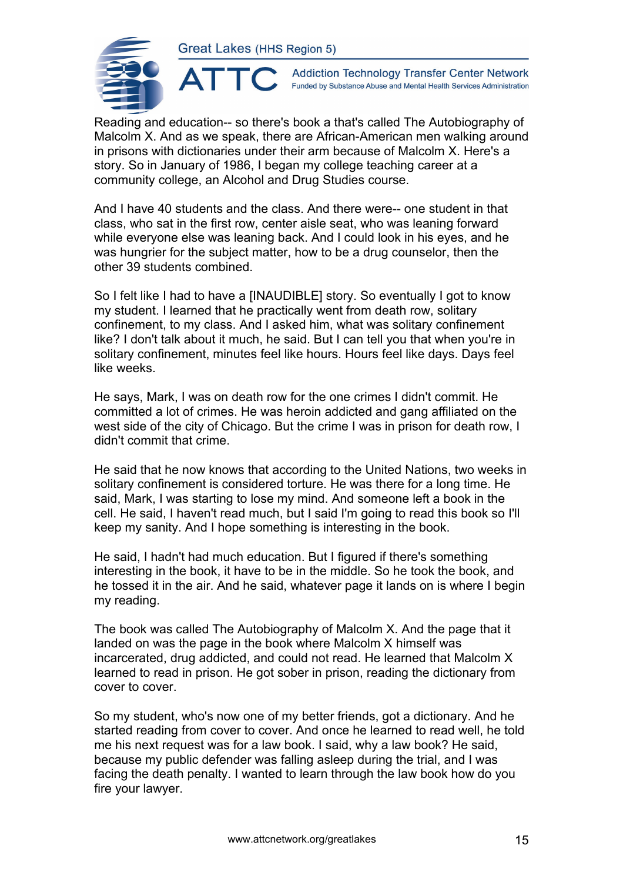Reading and education-- so there's book a that's called The Autobiography of Malcolm X. And as we speak, there are African-American men walking around in prisons with dictionaries under their arm because of Malcolm X. Here's a story. So in January of 1986, I began my college teaching career at a community college, an Alcohol and Drug Studies course.

And I have 40 students and the class. And there were-- one student in that class, who sat in the first row, center aisle seat, who was leaning forward while everyone else was leaning back. And I could look in his eyes, and he was hungrier for the subject matter, how to be a drug counselor, then the other 39 students combined.

So I felt like I had to have a [INAUDIBLE] story. So eventually I got to know my student. I learned that he practically went from death row, solitary confinement, to my class. And I asked him, what was solitary confinement like? I don't talk about it much, he said. But I can tell you that when you're in solitary confinement, minutes feel like hours. Hours feel like days. Days feel like weeks.

He says, Mark, I was on death row for the one crimes I didn't commit. He committed a lot of crimes. He was heroin addicted and gang affiliated on the west side of the city of Chicago. But the crime I was in prison for death row, I didn't commit that crime.

He said that he now knows that according to the United Nations, two weeks in solitary confinement is considered torture. He was there for a long time. He said, Mark, I was starting to lose my mind. And someone left a book in the cell. He said, I haven't read much, but I said I'm going to read this book so I'll keep my sanity. And I hope something is interesting in the book.

He said, I hadn't had much education. But I figured if there's something interesting in the book, it have to be in the middle. So he took the book, and he tossed it in the air. And he said, whatever page it lands on is where I begin my reading.

The book was called The Autobiography of Malcolm X. And the page that it landed on was the page in the book where Malcolm X himself was incarcerated, drug addicted, and could not read. He learned that Malcolm X learned to read in prison. He got sober in prison, reading the dictionary from cover to cover.

So my student, who's now one of my better friends, got a dictionary. And he started reading from cover to cover. And once he learned to read well, he told me his next request was for a law book. I said, why a law book? He said, because my public defender was falling asleep during the trial, and I was facing the death penalty. I wanted to learn through the law book how do you fire your lawyer.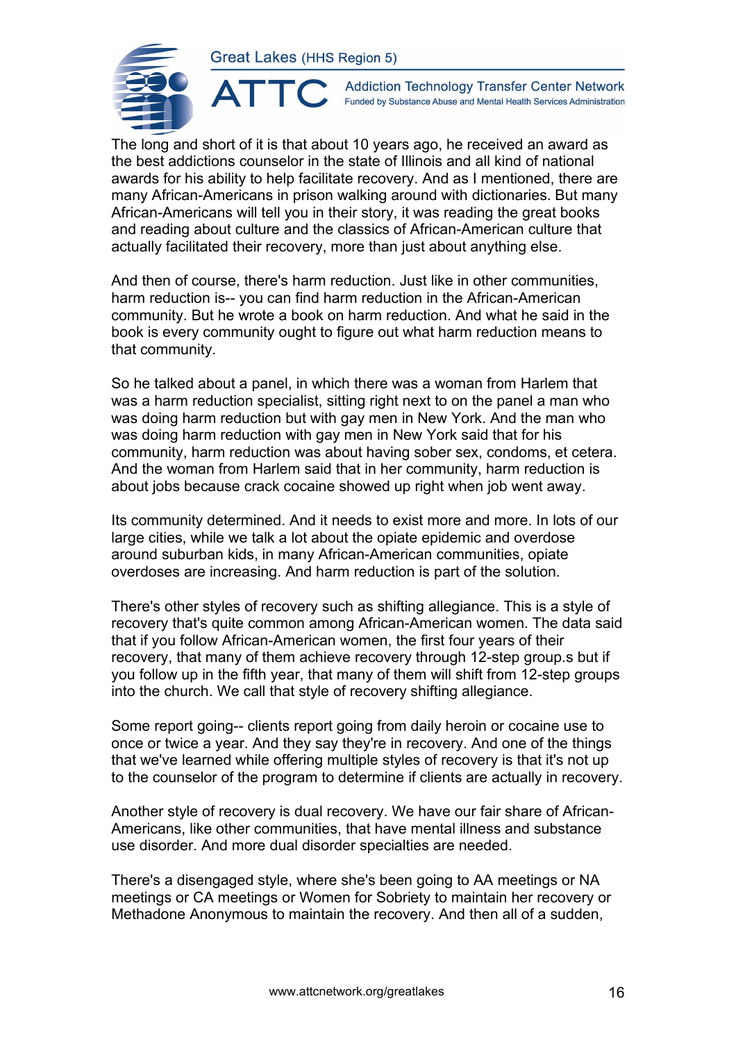The long and short of it is that about 10 years ago, he received an award as the best addictions counselor in the state of Illinois and all kind of national awards for his ability to help facilitate recovery. And as I mentioned, there are many African-Americans in prison walking around with dictionaries. But many African-Americans will tell you in their story, it was reading the great books and reading about culture and the classics of African-American culture that actually facilitated their recovery, more than just about anything else.

And then of course, there's harm reduction. Just like in other communities, harm reduction is-- you can find harm reduction in the African-American community. But he wrote a book on harm reduction. And what he said in the book is every community ought to figure out what harm reduction means to that community.

So he talked about a panel, in which there was a woman from Harlem that was a harm reduction specialist, sitting right next to on the panel a man who was doing harm reduction but with gay men in New York. And the man who was doing harm reduction with gay men in New York said that for his community, harm reduction was about having sober sex, condoms, et cetera. And the woman from Harlem said that in her community, harm reduction is about jobs because crack cocaine showed up right when job went away.

Its community determined. And it needs to exist more and more. In lots of our large cities, while we talk a lot about the opiate epidemic and overdose around suburban kids, in many African-American communities, opiate overdoses are increasing. And harm reduction is part of the solution.

There's other styles of recovery such as shifting allegiance. This is a style of recovery that's quite common among African-American women. The data said that if you follow African-American women, the first four years of their recovery, that many of them achieve recovery through 12-step group.s but if you follow up in the fifth year, that many of them will shift from 12-step groups into the church. We call that style of recovery shifting allegiance.

Some report going-- clients report going from daily heroin or cocaine use to once or twice a year. And they say they're in recovery. And one of the things that we've learned while offering multiple styles of recovery is that it's not up to the counselor of the program to determine if clients are actually in recovery.

Another style of recovery is dual recovery. We have our fair share of African-Americans, like other communities, that have mental illness and substance use disorder. And more dual disorder specialties are needed.

There's a disengaged style, where she's been going to AA meetings or NA meetings or CA meetings or Women for Sobriety to maintain her recovery or Methadone Anonymous to maintain the recovery. And then all of a sudden,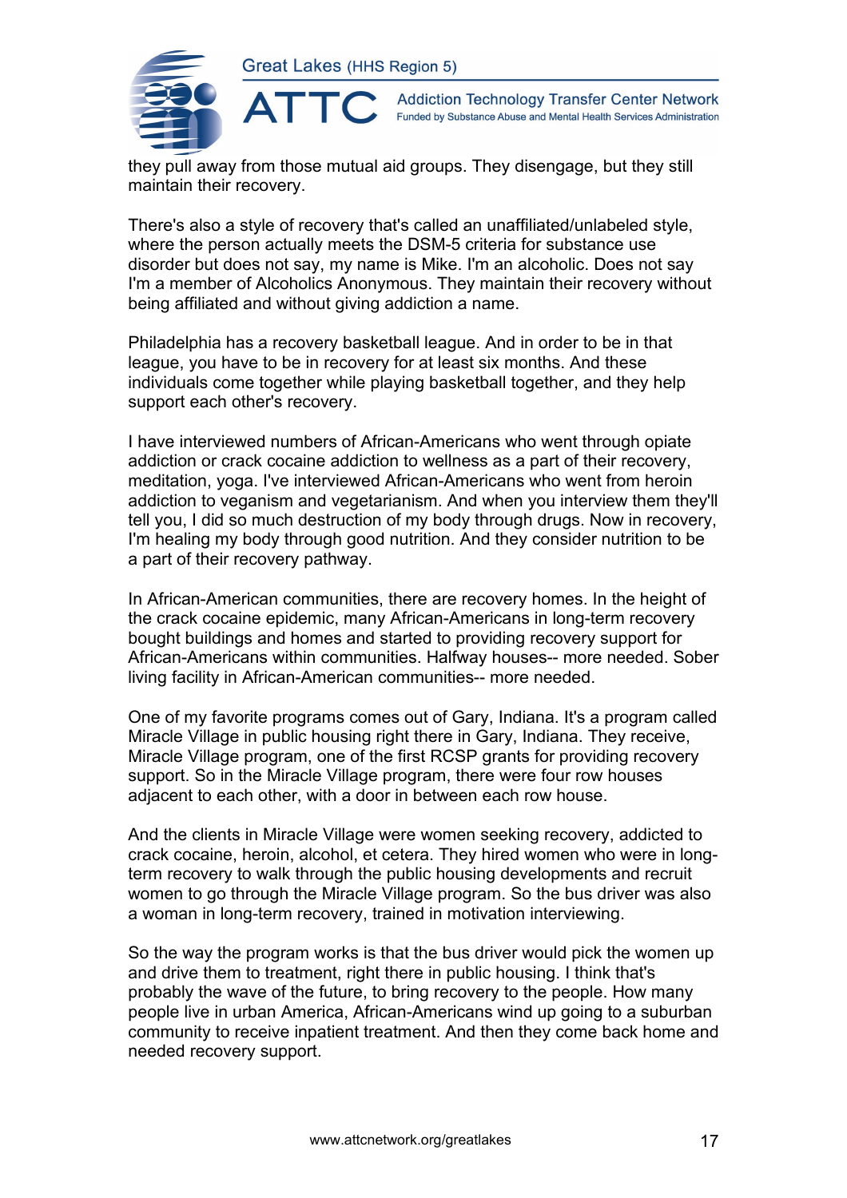they pull away from those mutual aid groups. They disengage, but they still maintain their recovery.

There's also a style of recovery that's called an unaffiliated/unlabeled style, where the person actually meets the DSM-5 criteria for substance use disorder but does not say, my name is Mike. I'm an alcoholic. Does not say I'm a member of Alcoholics Anonymous. They maintain their recovery without being affiliated and without giving addiction a name.

Philadelphia has a recovery basketball league. And in order to be in that league, you have to be in recovery for at least six months. And these individuals come together while playing basketball together, and they help support each other's recovery.

I have interviewed numbers of African-Americans who went through opiate addiction or crack cocaine addiction to wellness as a part of their recovery, meditation, yoga. I've interviewed African-Americans who went from heroin addiction to veganism and vegetarianism. And when you interview them they'll tell you, I did so much destruction of my body through drugs. Now in recovery, I'm healing my body through good nutrition. And they consider nutrition to be a part of their recovery pathway.

In African-American communities, there are recovery homes. In the height of the crack cocaine epidemic, many African-Americans in long-term recovery bought buildings and homes and started to providing recovery support for African-Americans within communities. Halfway houses-- more needed. Sober living facility in African-American communities-- more needed.

One of my favorite programs comes out of Gary, Indiana. It's a program called Miracle Village in public housing right there in Gary, Indiana. They receive, Miracle Village program, one of the first RCSP grants for providing recovery support. So in the Miracle Village program, there were four row houses adjacent to each other, with a door in between each row house.

And the clients in Miracle Village were women seeking recovery, addicted to crack cocaine, heroin, alcohol, et cetera. They hired women who were in long-term recovery to walk through the public housing developments and recruit women to go through the Miracle Village program. So the bus driver was also a woman in long-term recovery, trained in motivation interviewing.

So the way the program works is that the bus driver would pick the women up and drive them to treatment, right there in public housing. I think that's probably the wave of the future, to bring recovery to the people. How many people live in urban America, African-Americans wind up going to a suburban community to receive inpatient treatment. And then they come back home and needed recovery support.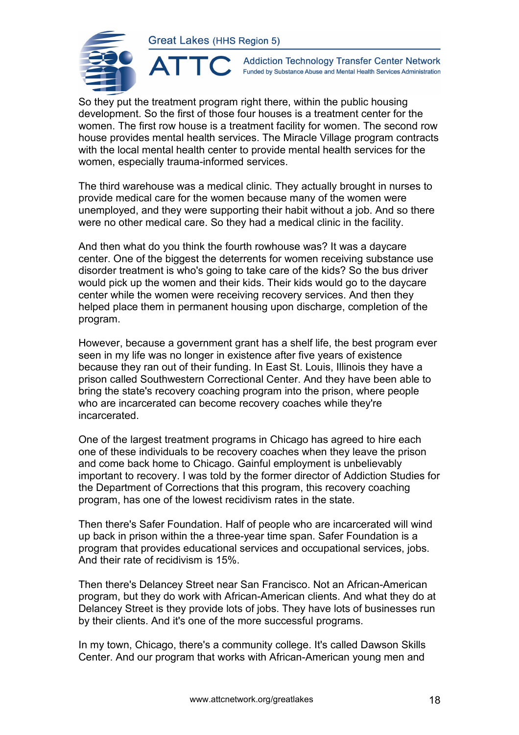So they put the treatment program right there, within the public housing development. So the first of those four houses is a treatment center for the women. The first row house is a treatment facility for women. The second row house provides mental health services. The Miracle Village program contracts with the local mental health center to provide mental health services for the women, especially trauma-informed services.

The third warehouse was a medical clinic. They actually brought in nurses to provide medical care for the women because many of the women were unemployed, and they were supporting their habit without a job. And so there were no other medical care. So they had a medical clinic in the facility.

And then what do you think the fourth rowhouse was? It was a daycare center. One of the biggest the deterrents for women receiving substance use disorder treatment is who's going to take care of the kids? So the bus driver would pick up the women and their kids. Their kids would go to the daycare center while the women were receiving recovery services. And then they helped place them in permanent housing upon discharge, completion of the program.

However, because a government grant has a shelf life, the best program ever seen in my life was no longer in existence after five years of existence because they ran out of their funding. In East St. Louis, Illinois they have a prison called Southwestern Correctional Center. And they have been able to bring the state's recovery coaching program into the prison, where people who are incarcerated can become recovery coaches while they're incarcerated.

One of the largest treatment programs in Chicago has agreed to hire each one of these individuals to be recovery coaches when they leave the prison and come back home to Chicago. Gainful employment is unbelievably important to recovery. I was told by the former director of Addiction Studies for the Department of Corrections that this program, this recovery coaching program, has one of the lowest recidivism rates in the state.

Then there's Safer Foundation. Half of people who are incarcerated will wind up back in prison within the a three-year time span. Safer Foundation is a program that provides educational services and occupational services, jobs. And their rate of recidivism is 15%.

Then there's Delancey Street near San Francisco. Not an African-American program, but they do work with African-American clients. And what they do at Delancey Street is they provide lots of jobs. They have lots of businesses run by their clients. And it's one of the more successful programs.

In my town, Chicago, there's a community college. It's called Dawson Skills Center. And our program that works with African-American young men and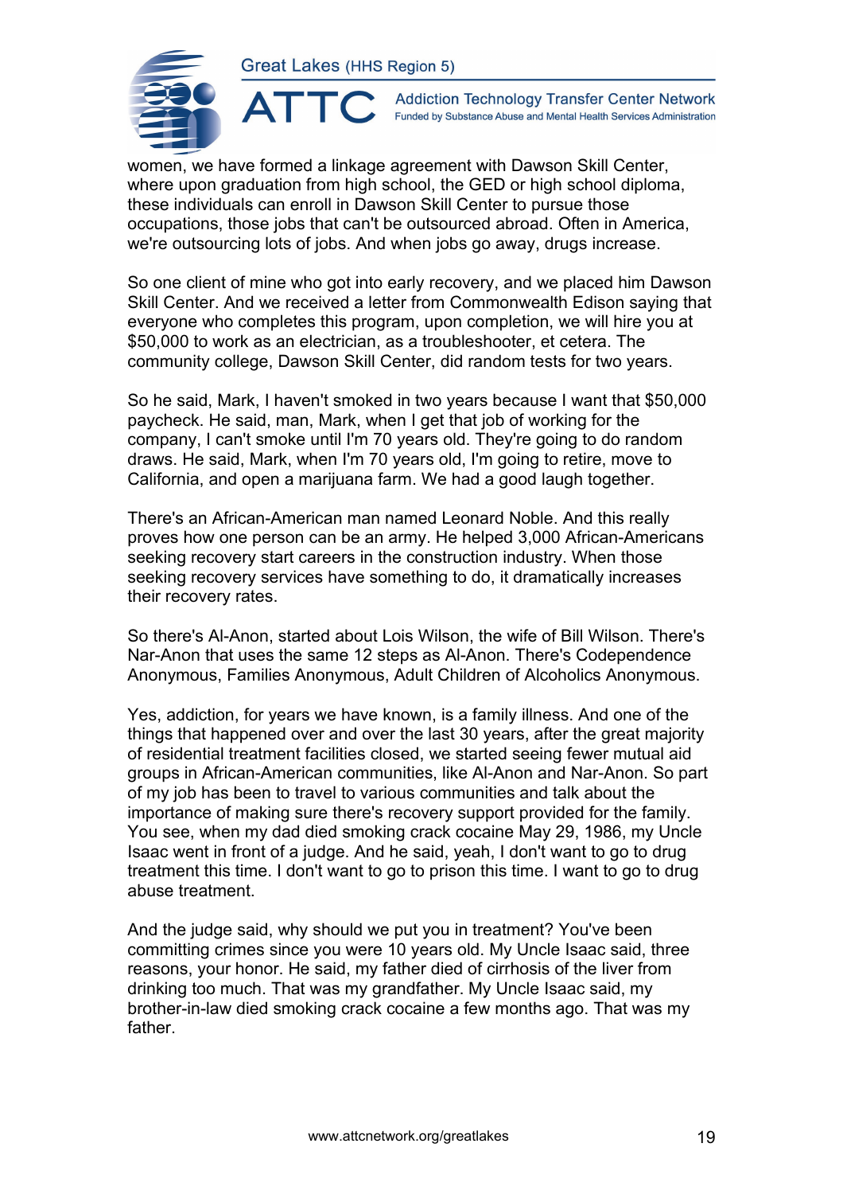women, we have formed a linkage agreement with Dawson Skill Center, where upon graduation from high school, the GED or high school diploma, these individuals can enroll in Dawson Skill Center to pursue those occupations, those jobs that can't be outsourced abroad. Often in America, we're outsourcing lots of jobs. And when jobs go away, drugs increase.

So one client of mine who got into early recovery, and we placed him Dawson Skill Center. And we received a letter from Commonwealth Edison saying that everyone who completes this program, upon completion, we will hire you at $50,000 to work as an electrician, as a troubleshooter, et cetera. The community college, Dawson Skill Center, did random tests for two years.

So he said, Mark, I haven't smoked in two years because I want that $50,000 paycheck. He said, man, Mark, when I get that job of working for the company, I can't smoke until I'm 70 years old. They're going to do random draws. He said, Mark, when I'm 70 years old, I'm going to retire, move to California, and open a marijuana farm. We had a good laugh together.

There's an African-American man named Leonard Noble. And this really proves how one person can be an army. He helped 3,000 African-Americans seeking recovery start careers in the construction industry. When those seeking recovery services have something to do, it dramatically increases their recovery rates.

So there's Al-Anon, started about Lois Wilson, the wife of Bill Wilson. There's Nar-Anon that uses the same 12 steps as Al-Anon. There's Codependence Anonymous, Families Anonymous, Adult Children of Alcoholics Anonymous.

Yes, addiction, for years we have known, is a family illness. And one of the things that happened over and over the last 30 years, after the great majority of residential treatment facilities closed, we started seeing fewer mutual aid groups in African-American communities, like Al-Anon and Nar-Anon. So part of my job has been to travel to various communities and talk about the importance of making sure there's recovery support provided for the family. You see, when my dad died smoking crack cocaine May 29, 1986, my Uncle Isaac went in front of a judge. And he said, yeah, I don't want to go to drug treatment this time. I don't want to go to prison this time. I want to go to drug abuse treatment.

And the judge said, why should we put you in treatment? You've been committing crimes since you were 10 years old. My Uncle Isaac said, three reasons, your honor. He said, my father died of cirrhosis of the liver from drinking too much. That was my grandfather. My Uncle Isaac said, my brother-in-law died smoking crack cocaine a few months ago. That was my father.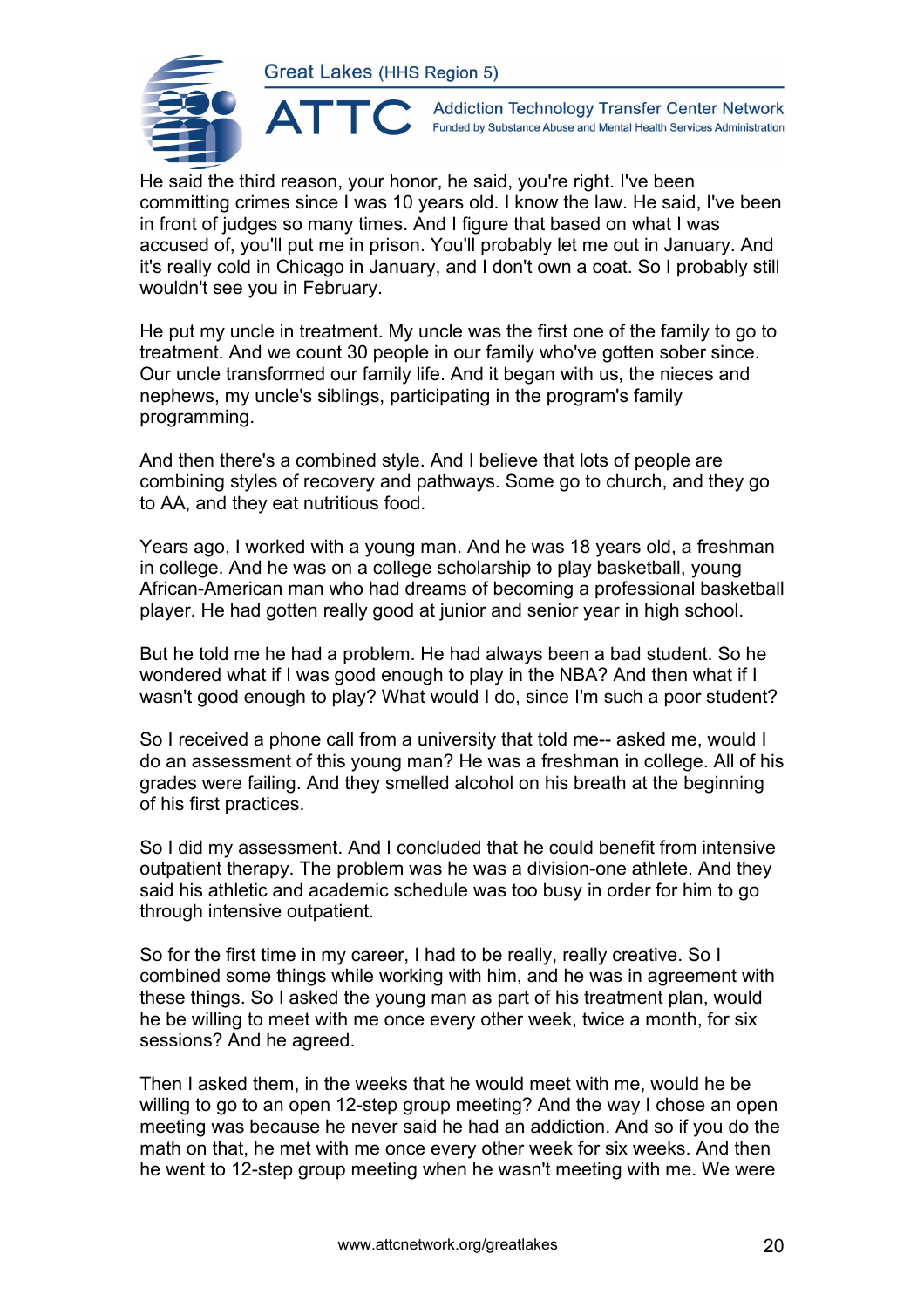He said the third reason, your honor, he said, you're right. I've been committing crimes since I was 10 years old. I know the law. He said, I've been in front of judges so many times. And I figure that based on what I was accused of, you'll put me in prison. You'll probably let me out in January. And it's really cold in Chicago in January, and I don't own a coat. So I probably still wouldn't see you in February.

He put my uncle in treatment. My uncle was the first one of the family to go to treatment. And we count 30 people in our family who've gotten sober since. Our uncle transformed our family life. And it began with us, the nieces and nephews, my uncle's siblings, participating in the program's family programming.

And then there's a combined style. And I believe that lots of people are combining styles of recovery and pathways. Some go to church, and they go to AA, and they eat nutritious food.

Years ago, I worked with a young man. And he was 18 years old, a freshman in college. And he was on a college scholarship to play basketball, young African-American man who had dreams of becoming a professional basketball player. He had gotten really good at junior and senior year in high school.

But he told me he had a problem. He had always been a bad student. So he wondered what if I was good enough to play in the NBA? And then what if I wasn't good enough to play? What would I do, since I'm such a poor student?

So I received a phone call from a university that told me-- asked me, would I do an assessment of this young man? He was a freshman in college. All of his grades were failing. And they smelled alcohol on his breath at the beginning of his first practices.

So I did my assessment. And I concluded that he could benefit from intensive outpatient therapy. The problem was he was a division-one athlete. And they said his athletic and academic schedule was too busy in order for him to go through intensive outpatient.

So for the first time in my career, I had to be really, really creative. So I combined some things while working with him, and he was in agreement with these things. So I asked the young man as part of his treatment plan, would he be willing to meet with me once every other week, twice a month, for six sessions? And he agreed.

Then I asked them, in the weeks that he would meet with me, would he be willing to go to an open 12-step group meeting? And the way I chose an open meeting was because he never said he had an addiction. And so if you do the math on that, he met with me once every other week for six weeks. And then he went to 12-step group meeting when he wasn't meeting with me. We were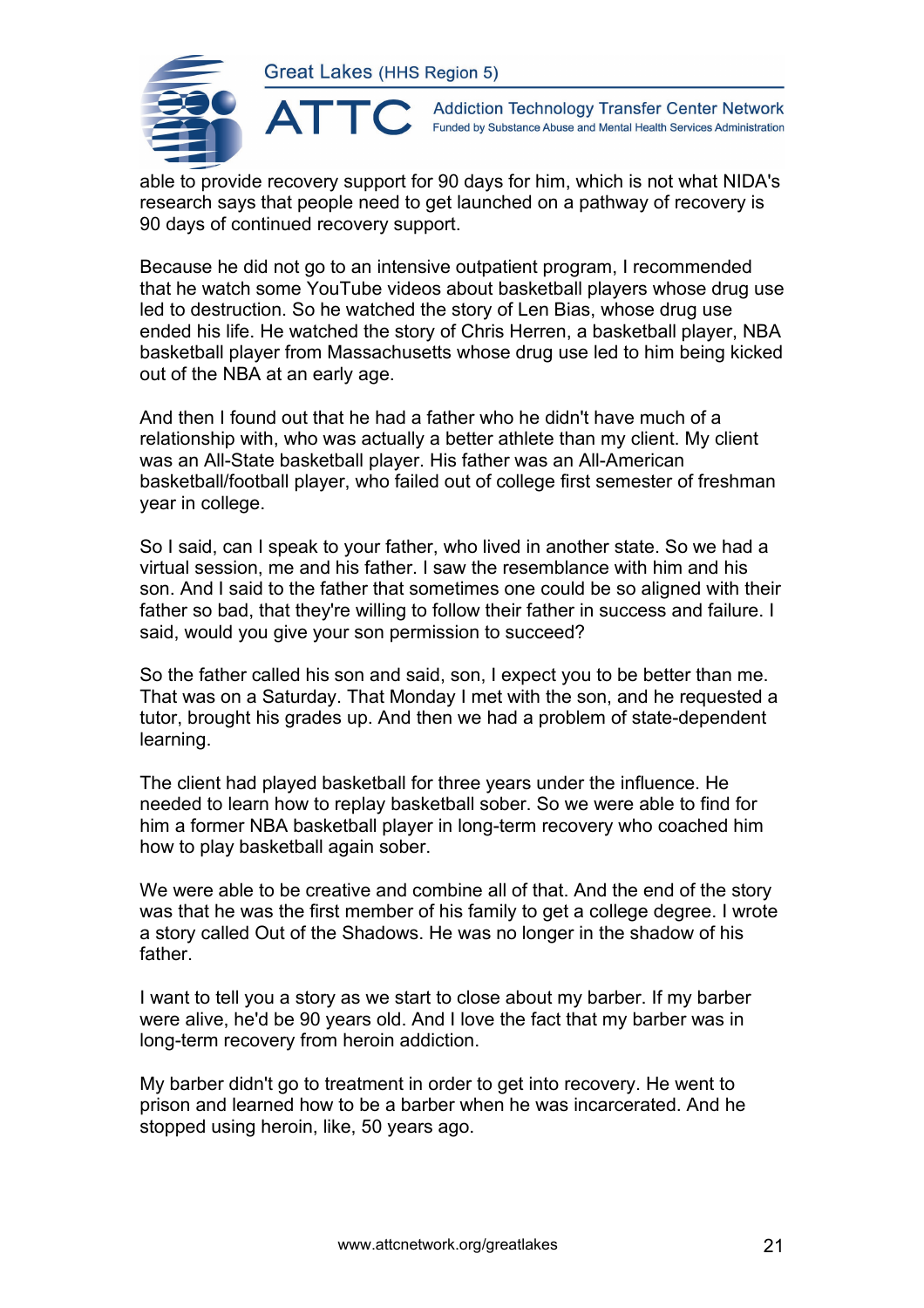able to provide recovery support for 90 days for him, which is not what NIDA's research says that people need to get launched on a pathway of recovery is 90 days of continued recovery support.

Because he did not go to an intensive outpatient program, I recommended that he watch some YouTube videos about basketball players whose drug use led to destruction. So he watched the story of Len Bias, whose drug use ended his life. He watched the story of Chris Herren, a basketball player, NBA basketball player from Massachusetts whose drug use led to him being kicked out of the NBA at an early age.

And then I found out that he had a father who he didn't have much of a relationship with, who was actually a better athlete than my client. My client was an All-State basketball player. His father was an All-American basketball/football player, who failed out of college first semester of freshman year in college.

So I said, can I speak to your father, who lived in another state. So we had a virtual session, me and his father. I saw the resemblance with him and his son. And I said to the father that sometimes one could be so aligned with their father so bad, that they're willing to follow their father in success and failure. I said, would you give your son permission to succeed?

So the father called his son and said, son, I expect you to be better than me. That was on a Saturday. That Monday I met with the son, and he requested a tutor, brought his grades up. And then we had a problem of state-dependent learning.

The client had played basketball for three years under the influence. He needed to learn how to replay basketball sober. So we were able to find for him a former NBA basketball player in long-term recovery who coached him how to play basketball again sober.

We were able to be creative and combine all of that. And the end of the story was that he was the first member of his family to get a college degree. I wrote a story called Out of the Shadows. He was no longer in the shadow of his father.

I want to tell you a story as we start to close about my barber. If my barber were alive, he'd be 90 years old. And I love the fact that my barber was in long-term recovery from heroin addiction.

My barber didn't go to treatment in order to get into recovery. He went to prison and learned how to be a barber when he was incarcerated. And he stopped using heroin, like, 50 years ago.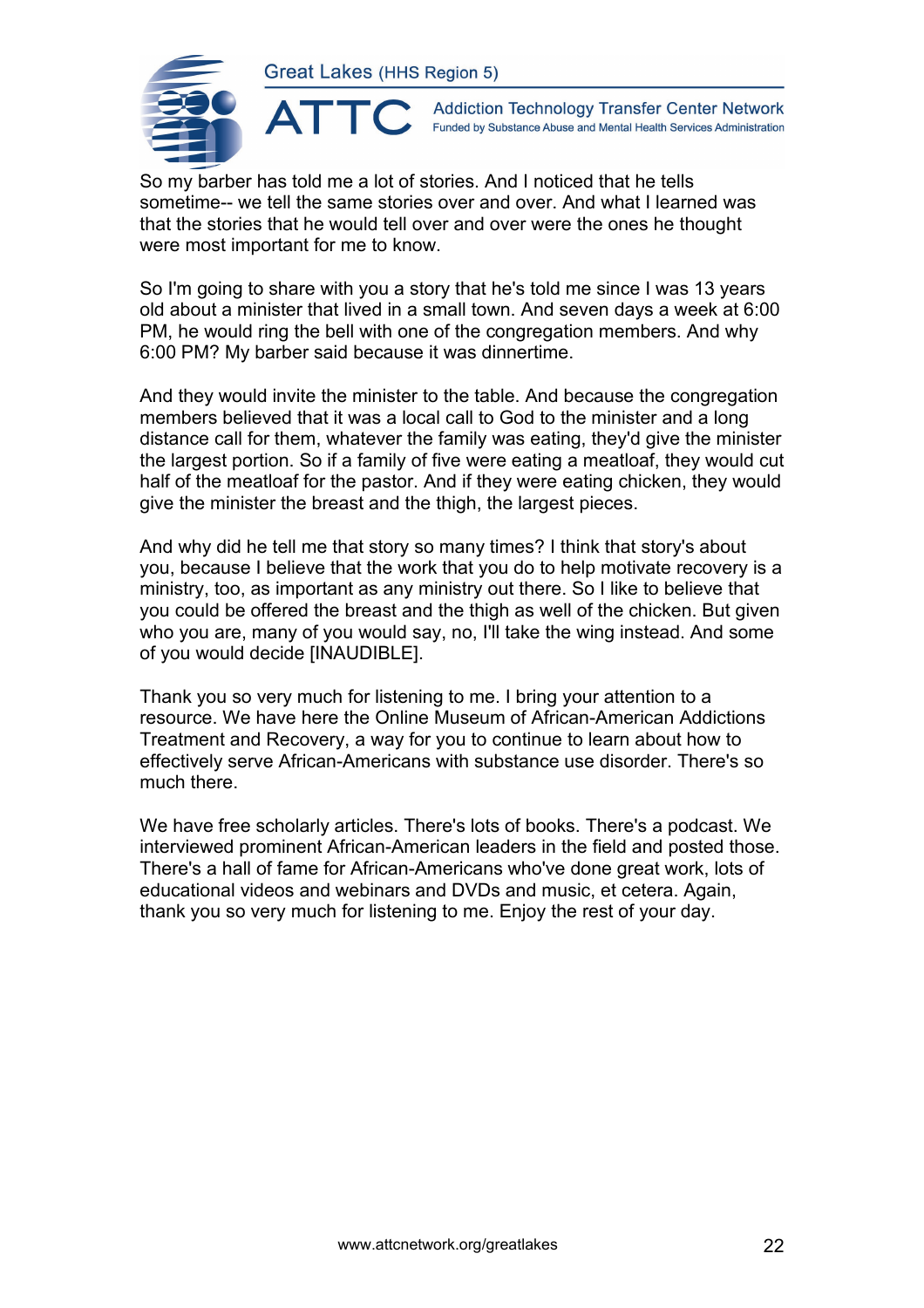So my barber has told me a lot of stories. And I noticed that he tells sometime-- we tell the same stories over and over. And what I learned was that the stories that he would tell over and over were the ones he thought were most important for me to know.

So I'm going to share with you a story that he's told me since I was 13 years old about a minister that lived in a small town. And seven days a week at 6:00 PM, he would ring the bell with one of the congregation members. And why 6:00 PM? My barber said because it was dinnertime.

And they would invite the minister to the table. And because the congregation members believed that it was a local call to God to the minister and a long distance call for them, whatever the family was eating, they'd give the minister the largest portion. So if a family of five were eating a meatloaf, they would cut half of the meatloaf for the pastor. And if they were eating chicken, they would give the minister the breast and the thigh, the largest pieces.

And why did he tell me that story so many times? I think that story's about you, because I believe that the work that you do to help motivate recovery is a ministry, too, as important as any ministry out there. So I like to believe that you could be offered the breast and the thigh as well of the chicken. But given who you are, many of you would say, no, I'll take the wing instead. And some of you would decide [INAUDIBLE].

Thank you so very much for listening to me. I bring your attention to a resource. We have here the Online Museum of African-American Addictions Treatment and Recovery, a way for you to continue to learn about how to effectively serve African-Americans with substance use disorder. There's so much there.

We have free scholarly articles. There's lots of books. There's a podcast. We interviewed prominent African-American leaders in the field and posted those. There's a hall of fame for African-Americans who've done great work, lots of educational videos and webinars and DVDs and music, et cetera. Again, thank you so very much for listening to me. Enjoy the rest of your day.